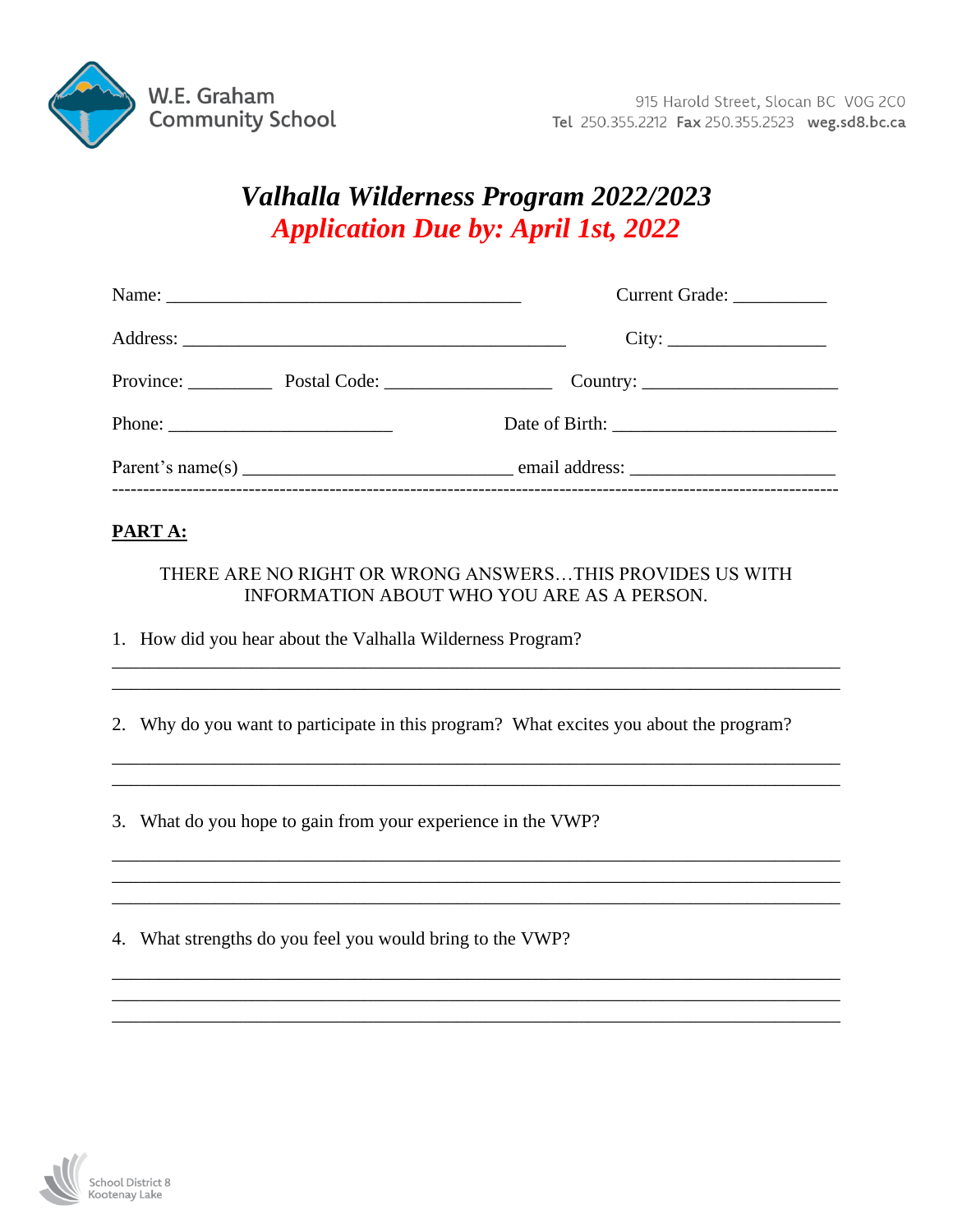W.E. Graham Community School

915 Harold Street, Slocan BC V0G 2C0
**Tel** 250.355.2212 **Fax** 250.355.2523 **weg.sd8.bc.ca**

# *Valhalla Wilderness Program 2022/2023*

## *Application Due by: April 1st, 2022*

Name: ______________________________________ Current Grade: __________

Address: __________________________________________ City: _________________

Province: _________ Postal Code: __________________ Country: _____________________

Phone: ________________________ Date of Birth: ________________________

Parent's name(s) _____________________________ email address: ______________________

---

**PART A:**

THERE ARE NO RIGHT OR WRONG ANSWERS…THIS PROVIDES US WITH INFORMATION ABOUT WHO YOU ARE AS A PERSON.

1. How did you hear about the Valhalla Wilderness Program?

_______________________________________________________________________________
_______________________________________________________________________________

2. Why do you want to participate in this program? What excites you about the program?

_______________________________________________________________________________
_______________________________________________________________________________

3. What do you hope to gain from your experience in the VWP?

_______________________________________________________________________________
_______________________________________________________________________________
_______________________________________________________________________________

4. What strengths do you feel you would bring to the VWP?

_______________________________________________________________________________
_______________________________________________________________________________
_______________________________________________________________________________

School District 8
Kootenay Lake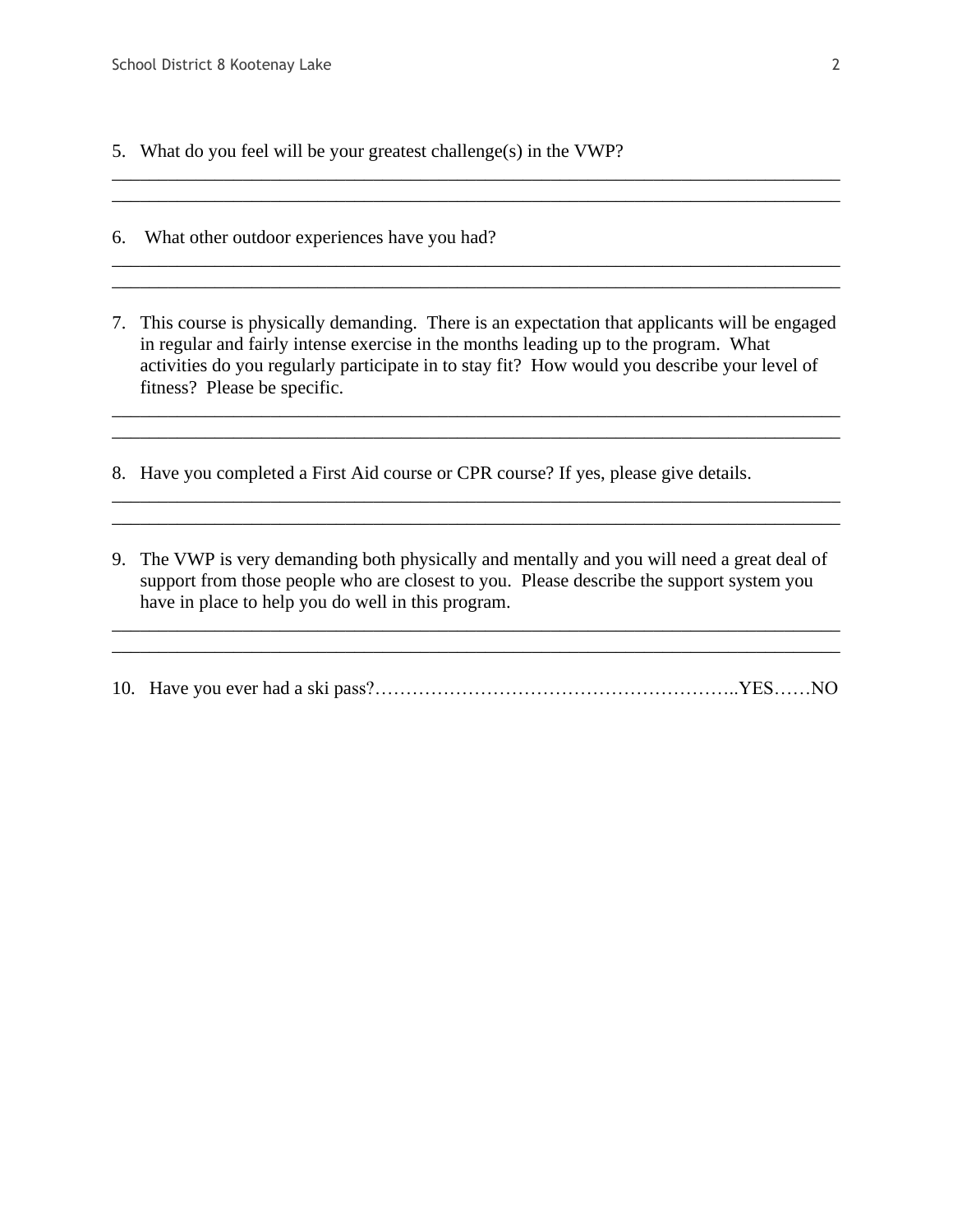5. What do you feel will be your greatest challenge(s) in the VWP?

________________________________________________________________________________
________________________________________________________________________________

6. What other outdoor experiences have you had?

________________________________________________________________________________
________________________________________________________________________________

7. This course is physically demanding. There is an expectation that applicants will be engaged in regular and fairly intense exercise in the months leading up to the program. What activities do you regularly participate in to stay fit? How would you describe your level of fitness? Please be specific.

________________________________________________________________________________
________________________________________________________________________________

8. Have you completed a First Aid course or CPR course? If yes, please give details.

________________________________________________________________________________
________________________________________________________________________________

9. The VWP is very demanding both physically and mentally and you will need a great deal of support from those people who are closest to you. Please describe the support system you have in place to help you do well in this program.

________________________________________________________________________________
________________________________________________________________________________

10. Have you ever had a ski pass?…………………………………………………..YES……NO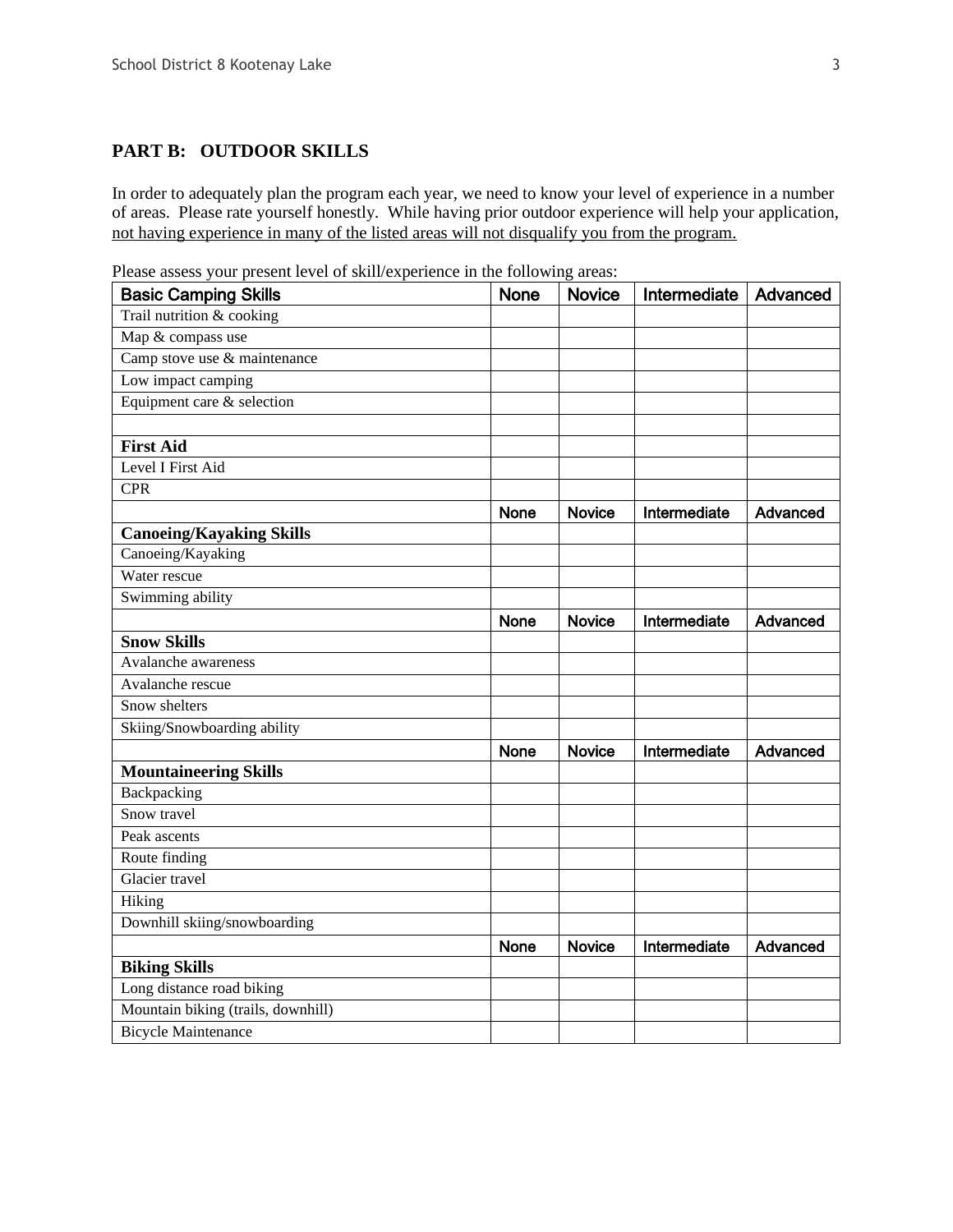## PART B: OUTDOOR SKILLS

In order to adequately plan the program each year, we need to know your level of experience in a number of areas. Please rate yourself honestly. While having prior outdoor experience will help your application, <u>not having experience in many of the listed areas will not disqualify you from the program.</u>

Please assess your present level of skill/experience in the following areas:

| Basic Camping Skills | None | Novice | Intermediate | Advanced |
|---|---|---|---|---|
| Trail nutrition & cooking | | | | |
| Map & compass use | | | | |
| Camp stove use & maintenance | | | | |
| Low impact camping | | | | |
| Equipment care & selection | | | | |
| | | | | |
| **First Aid** | | | | |
| Level I First Aid | | | | |
| CPR | | | | |
| | None | Novice | Intermediate | Advanced |
| **Canoeing/Kayaking Skills** | | | | |
| Canoeing/Kayaking | | | | |
| Water rescue | | | | |
| Swimming ability | | | | |
| | None | Novice | Intermediate | Advanced |
| **Snow Skills** | | | | |
| Avalanche awareness | | | | |
| Avalanche rescue | | | | |
| Snow shelters | | | | |
| Skiing/Snowboarding ability | | | | |
| | None | Novice | Intermediate | Advanced |
| **Mountaineering Skills** | | | | |
| Backpacking | | | | |
| Snow travel | | | | |
| Peak ascents | | | | |
| Route finding | | | | |
| Glacier travel | | | | |
| Hiking | | | | |
| Downhill skiing/snowboarding | | | | |
| | None | Novice | Intermediate | Advanced |
| **Biking Skills** | | | | |
| Long distance road biking | | | | |
| Mountain biking (trails, downhill) | | | | |
| Bicycle Maintenance | | | | |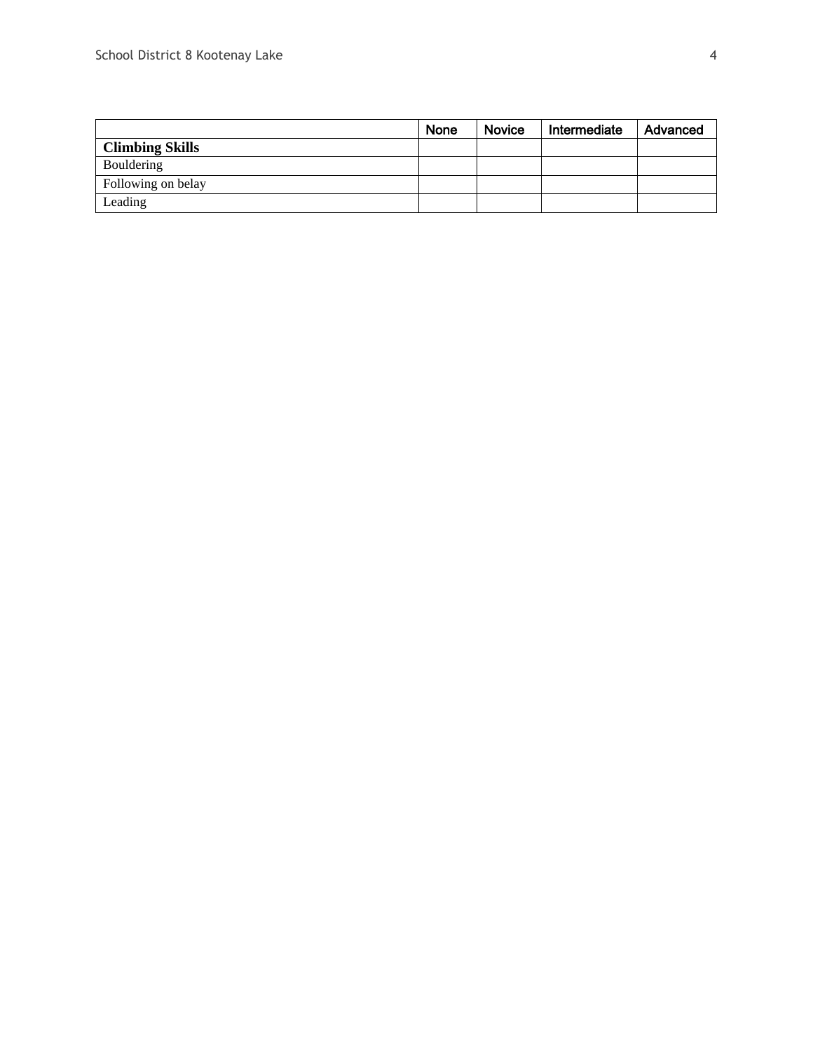| | None | Novice | Intermediate | Advanced |
|---|---|---|---|---|
| **Climbing Skills** | | | | |
| Bouldering | | | | |
| Following on belay | | | | |
| Leading | | | | |